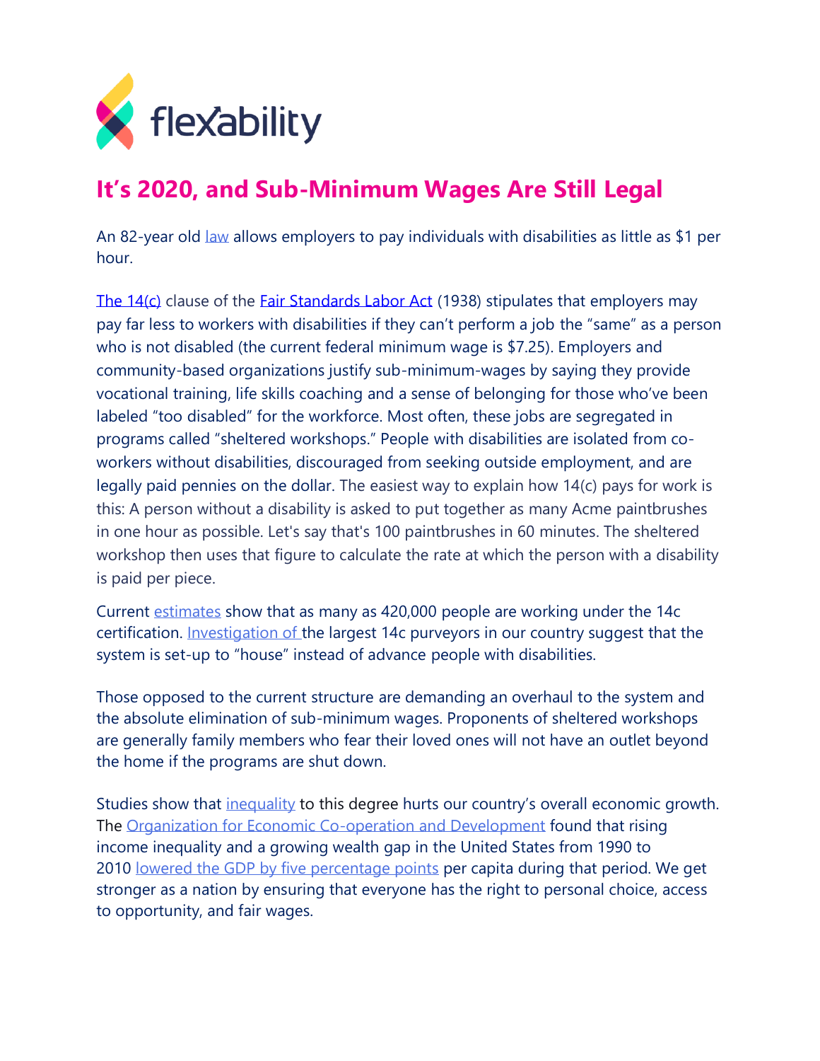flexability

# It's 2020, and Sub-Minimum Wages Are Still Legal

An 82-year old law allows employers to pay individuals with disabilities as little as $1 per hour.

The 14(c) clause of the Fair Standards Labor Act (1938) stipulates that employers may pay far less to workers with disabilities if they can't perform a job the "same" as a person who is not disabled (the current federal minimum wage is $7.25). Employers and community-based organizations justify sub-minimum-wages by saying they provide vocational training, life skills coaching and a sense of belonging for those who've been labeled "too disabled" for the workforce. Most often, these jobs are segregated in programs called "sheltered workshops." People with disabilities are isolated from co-workers without disabilities, discouraged from seeking outside employment, and are legally paid pennies on the dollar. The easiest way to explain how 14(c) pays for work is this: A person without a disability is asked to put together as many Acme paintbrushes in one hour as possible. Let's say that's 100 paintbrushes in 60 minutes. The sheltered workshop then uses that figure to calculate the rate at which the person with a disability is paid per piece.

Current estimates show that as many as 420,000 people are working under the 14c certification. Investigation of the largest 14c purveyors in our country suggest that the system is set-up to "house" instead of advance people with disabilities.

Those opposed to the current structure are demanding an overhaul to the system and the absolute elimination of sub-minimum wages. Proponents of sheltered workshops are generally family members who fear their loved ones will not have an outlet beyond the home if the programs are shut down.

Studies show that inequality to this degree hurts our country's overall economic growth. The Organization for Economic Co-operation and Development found that rising income inequality and a growing wealth gap in the United States from 1990 to 2010 lowered the GDP by five percentage points per capita during that period. We get stronger as a nation by ensuring that everyone has the right to personal choice, access to opportunity, and fair wages.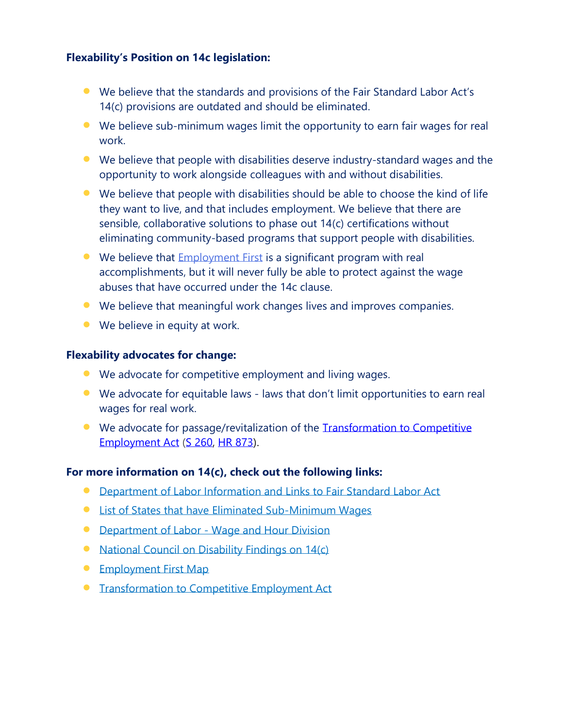**Flexability's Position on 14c legislation:**

- We believe that the standards and provisions of the Fair Standard Labor Act's 14(c) provisions are outdated and should be eliminated.
- We believe sub-minimum wages limit the opportunity to earn fair wages for real work.
- We believe that people with disabilities deserve industry-standard wages and the opportunity to work alongside colleagues with and without disabilities.
- We believe that people with disabilities should be able to choose the kind of life they want to live, and that includes employment. We believe that there are sensible, collaborative solutions to phase out 14(c) certifications without eliminating community-based programs that support people with disabilities.
- We believe that Employment First is a significant program with real accomplishments, but it will never fully be able to protect against the wage abuses that have occurred under the 14c clause.
- We believe that meaningful work changes lives and improves companies.
- We believe in equity at work.

**Flexability advocates for change:**

- We advocate for competitive employment and living wages.
- We advocate for equitable laws - laws that don't limit opportunities to earn real wages for real work.
- We advocate for passage/revitalization of the Transformation to Competitive Employment Act (S 260, HR 873).

**For more information on 14(c), check out the following links:**

- Department of Labor Information and Links to Fair Standard Labor Act
- List of States that have Eliminated Sub-Minimum Wages
- Department of Labor - Wage and Hour Division
- National Council on Disability Findings on 14(c)
- Employment First Map
- Transformation to Competitive Employment Act